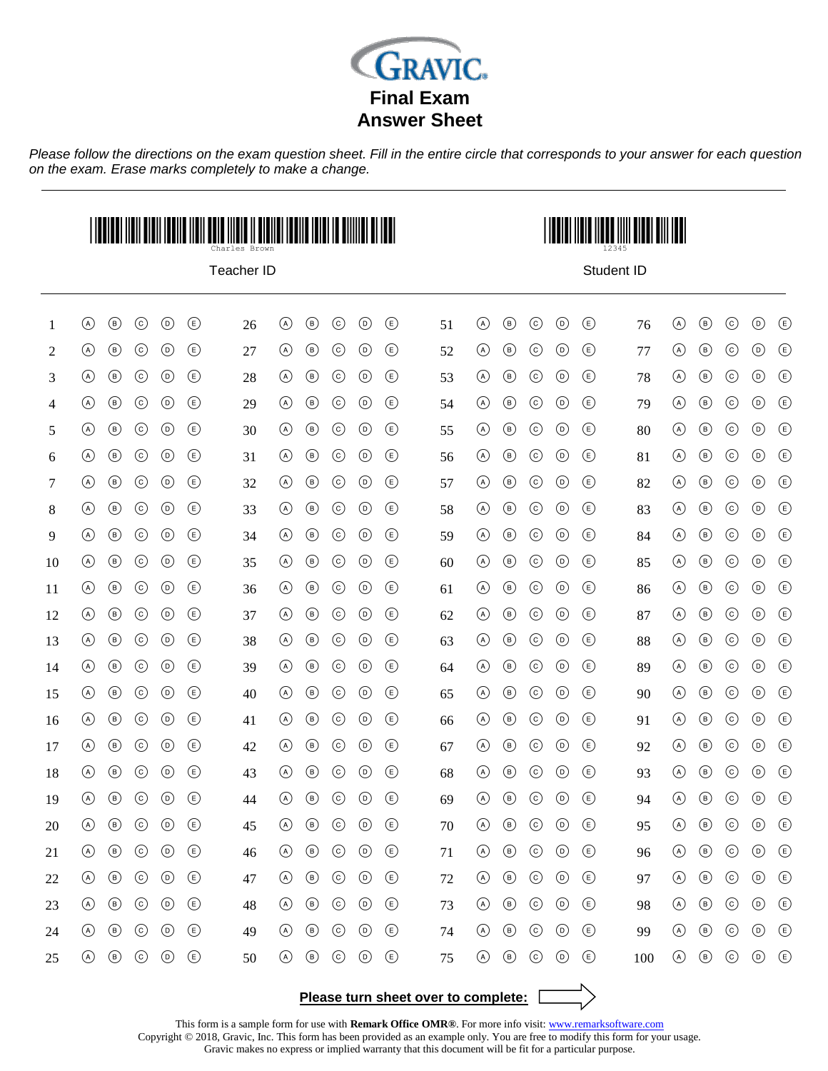GRAVIC

# Final Exam Answer Sheet

*Please follow the directions on the exam question sheet. Fill in the entire circle that corresponds to your answer for each question on the exam. Erase marks completely to make a change.*

---

Charles Brown

Teacher ID

12345

Student ID

---

| # | | | | | | # | | | | | | # | | | | | | # | | | | | |
|---|---|---|---|---|---|---|---|---|---|---|---|---|---|---|---|---|---|---|---|---|---|---|---|
| 1 | A | B | C | D | E | 26 | A | B | C | D | E | 51 | A | B | C | D | E | 76 | A | B | C | D | E |
| 2 | A | B | C | D | E | 27 | A | B | C | D | E | 52 | A | B | C | D | E | 77 | A | B | C | D | E |
| 3 | A | B | C | D | E | 28 | A | B | C | D | E | 53 | A | B | C | D | E | 78 | A | B | C | D | E |
| 4 | A | B | C | D | E | 29 | A | B | C | D | E | 54 | A | B | C | D | E | 79 | A | B | C | D | E |
| 5 | A | B | C | D | E | 30 | A | B | C | D | E | 55 | A | B | C | D | E | 80 | A | B | C | D | E |
| 6 | A | B | C | D | E | 31 | A | B | C | D | E | 56 | A | B | C | D | E | 81 | A | B | C | D | E |
| 7 | A | B | C | D | E | 32 | A | B | C | D | E | 57 | A | B | C | D | E | 82 | A | B | C | D | E |
| 8 | A | B | C | D | E | 33 | A | B | C | D | E | 58 | A | B | C | D | E | 83 | A | B | C | D | E |
| 9 | A | B | C | D | E | 34 | A | B | C | D | E | 59 | A | B | C | D | E | 84 | A | B | C | D | E |
| 10 | A | B | C | D | E | 35 | A | B | C | D | E | 60 | A | B | C | D | E | 85 | A | B | C | D | E |
| 11 | A | B | C | D | E | 36 | A | B | C | D | E | 61 | A | B | C | D | E | 86 | A | B | C | D | E |
| 12 | A | B | C | D | E | 37 | A | B | C | D | E | 62 | A | B | C | D | E | 87 | A | B | C | D | E |
| 13 | A | B | C | D | E | 38 | A | B | C | D | E | 63 | A | B | C | D | E | 88 | A | B | C | D | E |
| 14 | A | B | C | D | E | 39 | A | B | C | D | E | 64 | A | B | C | D | E | 89 | A | B | C | D | E |
| 15 | A | B | C | D | E | 40 | A | B | C | D | E | 65 | A | B | C | D | E | 90 | A | B | C | D | E |
| 16 | A | B | C | D | E | 41 | A | B | C | D | E | 66 | A | B | C | D | E | 91 | A | B | C | D | E |
| 17 | A | B | C | D | E | 42 | A | B | C | D | E | 67 | A | B | C | D | E | 92 | A | B | C | D | E |
| 18 | A | B | C | D | E | 43 | A | B | C | D | E | 68 | A | B | C | D | E | 93 | A | B | C | D | E |
| 19 | A | B | C | D | E | 44 | A | B | C | D | E | 69 | A | B | C | D | E | 94 | A | B | C | D | E |
| 20 | A | B | C | D | E | 45 | A | B | C | D | E | 70 | A | B | C | D | E | 95 | A | B | C | D | E |
| 21 | A | B | C | D | E | 46 | A | B | C | D | E | 71 | A | B | C | D | E | 96 | A | B | C | D | E |
| 22 | A | B | C | D | E | 47 | A | B | C | D | E | 72 | A | B | C | D | E | 97 | A | B | C | D | E |
| 23 | A | B | C | D | E | 48 | A | B | C | D | E | 73 | A | B | C | D | E | 98 | A | B | C | D | E |
| 24 | A | B | C | D | E | 49 | A | B | C | D | E | 74 | A | B | C | D | E | 99 | A | B | C | D | E |
| 25 | A | B | C | D | E | 50 | A | B | C | D | E | 75 | A | B | C | D | E | 100 | A | B | C | D | E |

**Please turn sheet over to complete:** →

This form is a sample form for use with **Remark Office OMR®**. For more info visit: www.remarksoftware.com
Copyright © 2018, Gravic, Inc. This form has been provided as an example only. You are free to modify this form for your usage.
Gravic makes no express or implied warranty that this document will be fit for a particular purpose.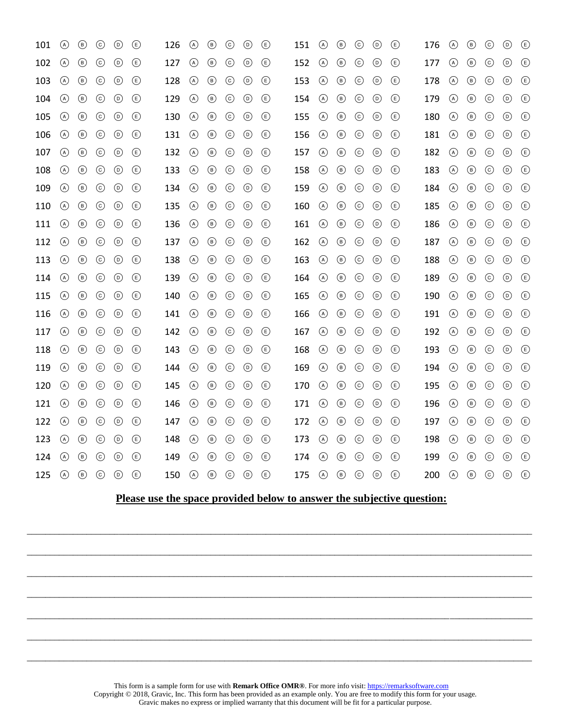| | | | | | | | | | | | | | | | | | | | | | | | |
|---|---|---|---|---|---|---|---|---|---|---|---|---|---|---|---|---|---|---|---|---|---|---|---|
| 101 | Ⓐ | Ⓑ | Ⓒ | Ⓓ | Ⓔ | 126 | Ⓐ | Ⓑ | Ⓒ | Ⓓ | Ⓔ | 151 | Ⓐ | Ⓑ | Ⓒ | Ⓓ | Ⓔ | 176 | Ⓐ | Ⓑ | Ⓒ | Ⓓ | Ⓔ |
| 102 | Ⓐ | Ⓑ | Ⓒ | Ⓓ | Ⓔ | 127 | Ⓐ | Ⓑ | Ⓒ | Ⓓ | Ⓔ | 152 | Ⓐ | Ⓑ | Ⓒ | Ⓓ | Ⓔ | 177 | Ⓐ | Ⓑ | Ⓒ | Ⓓ | Ⓔ |
| 103 | Ⓐ | Ⓑ | Ⓒ | Ⓓ | Ⓔ | 128 | Ⓐ | Ⓑ | Ⓒ | Ⓓ | Ⓔ | 153 | Ⓐ | Ⓑ | Ⓒ | Ⓓ | Ⓔ | 178 | Ⓐ | Ⓑ | Ⓒ | Ⓓ | Ⓔ |
| 104 | Ⓐ | Ⓑ | Ⓒ | Ⓓ | Ⓔ | 129 | Ⓐ | Ⓑ | Ⓒ | Ⓓ | Ⓔ | 154 | Ⓐ | Ⓑ | Ⓒ | Ⓓ | Ⓔ | 179 | Ⓐ | Ⓑ | Ⓒ | Ⓓ | Ⓔ |
| 105 | Ⓐ | Ⓑ | Ⓒ | Ⓓ | Ⓔ | 130 | Ⓐ | Ⓑ | Ⓒ | Ⓓ | Ⓔ | 155 | Ⓐ | Ⓑ | Ⓒ | Ⓓ | Ⓔ | 180 | Ⓐ | Ⓑ | Ⓒ | Ⓓ | Ⓔ |
| 106 | Ⓐ | Ⓑ | Ⓒ | Ⓓ | Ⓔ | 131 | Ⓐ | Ⓑ | Ⓒ | Ⓓ | Ⓔ | 156 | Ⓐ | Ⓑ | Ⓒ | Ⓓ | Ⓔ | 181 | Ⓐ | Ⓑ | Ⓒ | Ⓓ | Ⓔ |
| 107 | Ⓐ | Ⓑ | Ⓒ | Ⓓ | Ⓔ | 132 | Ⓐ | Ⓑ | Ⓒ | Ⓓ | Ⓔ | 157 | Ⓐ | Ⓑ | Ⓒ | Ⓓ | Ⓔ | 182 | Ⓐ | Ⓑ | Ⓒ | Ⓓ | Ⓔ |
| 108 | Ⓐ | Ⓑ | Ⓒ | Ⓓ | Ⓔ | 133 | Ⓐ | Ⓑ | Ⓒ | Ⓓ | Ⓔ | 158 | Ⓐ | Ⓑ | Ⓒ | Ⓓ | Ⓔ | 183 | Ⓐ | Ⓑ | Ⓒ | Ⓓ | Ⓔ |
| 109 | Ⓐ | Ⓑ | Ⓒ | Ⓓ | Ⓔ | 134 | Ⓐ | Ⓑ | Ⓒ | Ⓓ | Ⓔ | 159 | Ⓐ | Ⓑ | Ⓒ | Ⓓ | Ⓔ | 184 | Ⓐ | Ⓑ | Ⓒ | Ⓓ | Ⓔ |
| 110 | Ⓐ | Ⓑ | Ⓒ | Ⓓ | Ⓔ | 135 | Ⓐ | Ⓑ | Ⓒ | Ⓓ | Ⓔ | 160 | Ⓐ | Ⓑ | Ⓒ | Ⓓ | Ⓔ | 185 | Ⓐ | Ⓑ | Ⓒ | Ⓓ | Ⓔ |
| 111 | Ⓐ | Ⓑ | Ⓒ | Ⓓ | Ⓔ | 136 | Ⓐ | Ⓑ | Ⓒ | Ⓓ | Ⓔ | 161 | Ⓐ | Ⓑ | Ⓒ | Ⓓ | Ⓔ | 186 | Ⓐ | Ⓑ | Ⓒ | Ⓓ | Ⓔ |
| 112 | Ⓐ | Ⓑ | Ⓒ | Ⓓ | Ⓔ | 137 | Ⓐ | Ⓑ | Ⓒ | Ⓓ | Ⓔ | 162 | Ⓐ | Ⓑ | Ⓒ | Ⓓ | Ⓔ | 187 | Ⓐ | Ⓑ | Ⓒ | Ⓓ | Ⓔ |
| 113 | Ⓐ | Ⓑ | Ⓒ | Ⓓ | Ⓔ | 138 | Ⓐ | Ⓑ | Ⓒ | Ⓓ | Ⓔ | 163 | Ⓐ | Ⓑ | Ⓒ | Ⓓ | Ⓔ | 188 | Ⓐ | Ⓑ | Ⓒ | Ⓓ | Ⓔ |
| 114 | Ⓐ | Ⓑ | Ⓒ | Ⓓ | Ⓔ | 139 | Ⓐ | Ⓑ | Ⓒ | Ⓓ | Ⓔ | 164 | Ⓐ | Ⓑ | Ⓒ | Ⓓ | Ⓔ | 189 | Ⓐ | Ⓑ | Ⓒ | Ⓓ | Ⓔ |
| 115 | Ⓐ | Ⓑ | Ⓒ | Ⓓ | Ⓔ | 140 | Ⓐ | Ⓑ | Ⓒ | Ⓓ | Ⓔ | 165 | Ⓐ | Ⓑ | Ⓒ | Ⓓ | Ⓔ | 190 | Ⓐ | Ⓑ | Ⓒ | Ⓓ | Ⓔ |
| 116 | Ⓐ | Ⓑ | Ⓒ | Ⓓ | Ⓔ | 141 | Ⓐ | Ⓑ | Ⓒ | Ⓓ | Ⓔ | 166 | Ⓐ | Ⓑ | Ⓒ | Ⓓ | Ⓔ | 191 | Ⓐ | Ⓑ | Ⓒ | Ⓓ | Ⓔ |
| 117 | Ⓐ | Ⓑ | Ⓒ | Ⓓ | Ⓔ | 142 | Ⓐ | Ⓑ | Ⓒ | Ⓓ | Ⓔ | 167 | Ⓐ | Ⓑ | Ⓒ | Ⓓ | Ⓔ | 192 | Ⓐ | Ⓑ | Ⓒ | Ⓓ | Ⓔ |
| 118 | Ⓐ | Ⓑ | Ⓒ | Ⓓ | Ⓔ | 143 | Ⓐ | Ⓑ | Ⓒ | Ⓓ | Ⓔ | 168 | Ⓐ | Ⓑ | Ⓒ | Ⓓ | Ⓔ | 193 | Ⓐ | Ⓑ | Ⓒ | Ⓓ | Ⓔ |
| 119 | Ⓐ | Ⓑ | Ⓒ | Ⓓ | Ⓔ | 144 | Ⓐ | Ⓑ | Ⓒ | Ⓓ | Ⓔ | 169 | Ⓐ | Ⓑ | Ⓒ | Ⓓ | Ⓔ | 194 | Ⓐ | Ⓑ | Ⓒ | Ⓓ | Ⓔ |
| 120 | Ⓐ | Ⓑ | Ⓒ | Ⓓ | Ⓔ | 145 | Ⓐ | Ⓑ | Ⓒ | Ⓓ | Ⓔ | 170 | Ⓐ | Ⓑ | Ⓒ | Ⓓ | Ⓔ | 195 | Ⓐ | Ⓑ | Ⓒ | Ⓓ | Ⓔ |
| 121 | Ⓐ | Ⓑ | Ⓒ | Ⓓ | Ⓔ | 146 | Ⓐ | Ⓑ | Ⓒ | Ⓓ | Ⓔ | 171 | Ⓐ | Ⓑ | Ⓒ | Ⓓ | Ⓔ | 196 | Ⓐ | Ⓑ | Ⓒ | Ⓓ | Ⓔ |
| 122 | Ⓐ | Ⓑ | Ⓒ | Ⓓ | Ⓔ | 147 | Ⓐ | Ⓑ | Ⓒ | Ⓓ | Ⓔ | 172 | Ⓐ | Ⓑ | Ⓒ | Ⓓ | Ⓔ | 197 | Ⓐ | Ⓑ | Ⓒ | Ⓓ | Ⓔ |
| 123 | Ⓐ | Ⓑ | Ⓒ | Ⓓ | Ⓔ | 148 | Ⓐ | Ⓑ | Ⓒ | Ⓓ | Ⓔ | 173 | Ⓐ | Ⓑ | Ⓒ | Ⓓ | Ⓔ | 198 | Ⓐ | Ⓑ | Ⓒ | Ⓓ | Ⓔ |
| 124 | Ⓐ | Ⓑ | Ⓒ | Ⓓ | Ⓔ | 149 | Ⓐ | Ⓑ | Ⓒ | Ⓓ | Ⓔ | 174 | Ⓐ | Ⓑ | Ⓒ | Ⓓ | Ⓔ | 199 | Ⓐ | Ⓑ | Ⓒ | Ⓓ | Ⓔ |
| 125 | Ⓐ | Ⓑ | Ⓒ | Ⓓ | Ⓔ | 150 | Ⓐ | Ⓑ | Ⓒ | Ⓓ | Ⓔ | 175 | Ⓐ | Ⓑ | Ⓒ | Ⓓ | Ⓔ | 200 | Ⓐ | Ⓑ | Ⓒ | Ⓓ | Ⓔ |

**Please use the space provided below to answer the subjective question:**

_______________________________________________________________________________

_______________________________________________________________________________

_______________________________________________________________________________

_______________________________________________________________________________

_______________________________________________________________________________

_______________________________________________________________________________

_______________________________________________________________________________

This form is a sample form for use with **Remark Office OMR®**. For more info visit: https://remarksoftware.com
Copyright © 2018, Gravic, Inc. This form has been provided as an example only. You are free to modify this form for your usage.
Gravic makes no express or implied warranty that this document will be fit for a particular purpose.